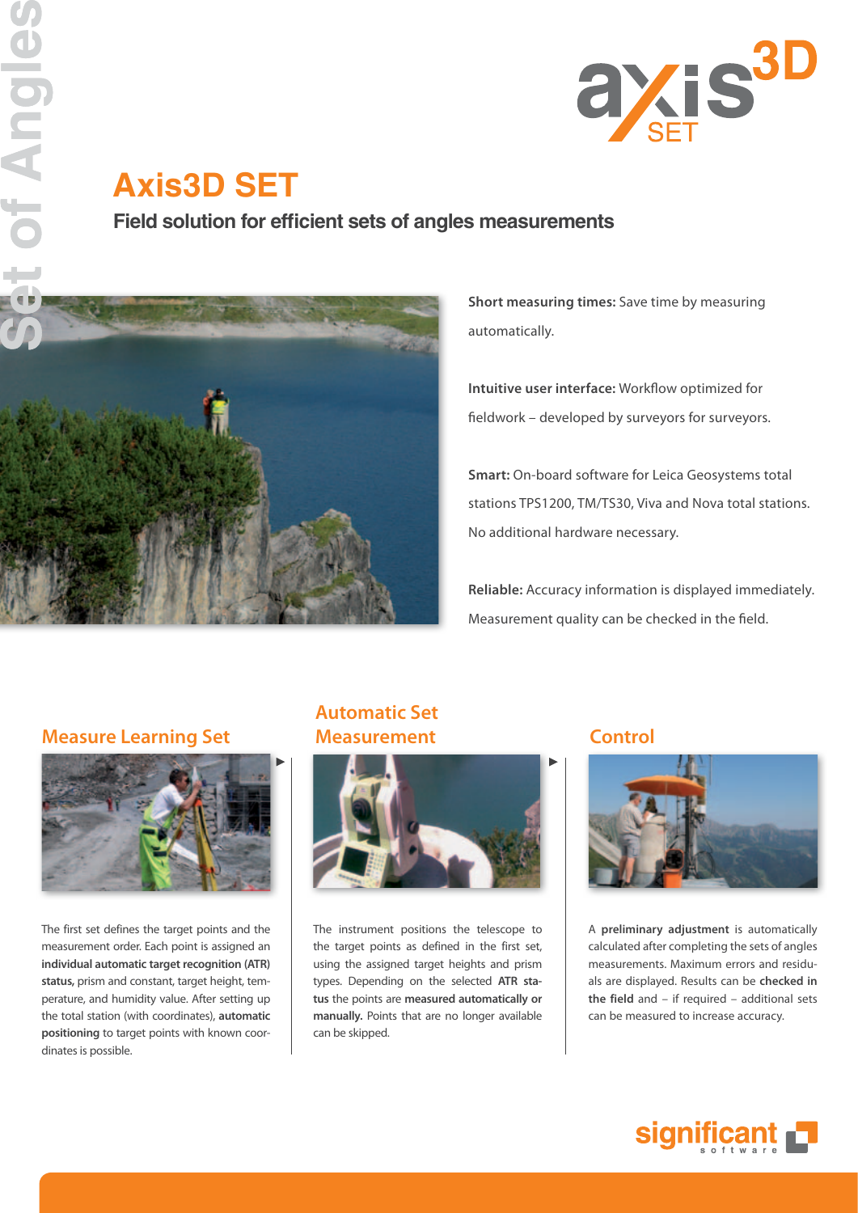# Axis3D SET

## Field solution for efficient sets of angles measurements

**Short measuring times:** Save time by measuring automatically.

**Intuitive user interface:** Workflow optimized for fieldwork – developed by surveyors for surveyors.

**Smart:** On-board software for Leica Geosystems total stations TPS1200, TM/TS30, Viva and Nova total stations. No additional hardware necessary.

**Reliable:** Accuracy information is displayed immediately. Measurement quality can be checked in the field.

### Measure Learning Set

The first set defines the target points and the measurement order. Each point is assigned an **individual automatic target recognition (ATR) status,** prism and constant, target height, temperature, and humidity value. After setting up the total station (with coordinates), **automatic positioning** to target points with known coordinates is possible.

### Automatic Set Measurement

The instrument positions the telescope to the target points as defined in the first set, using the assigned target heights and prism types. Depending on the selected **ATR status** the points are **measured automatically or manually.** Points that are no longer available can be skipped.

### Control

A **preliminary adjustment** is automatically calculated after completing the sets of angles measurements. Maximum errors and residuals are displayed. Results can be **checked in the field** and – if required – additional sets can be measured to increase accuracy.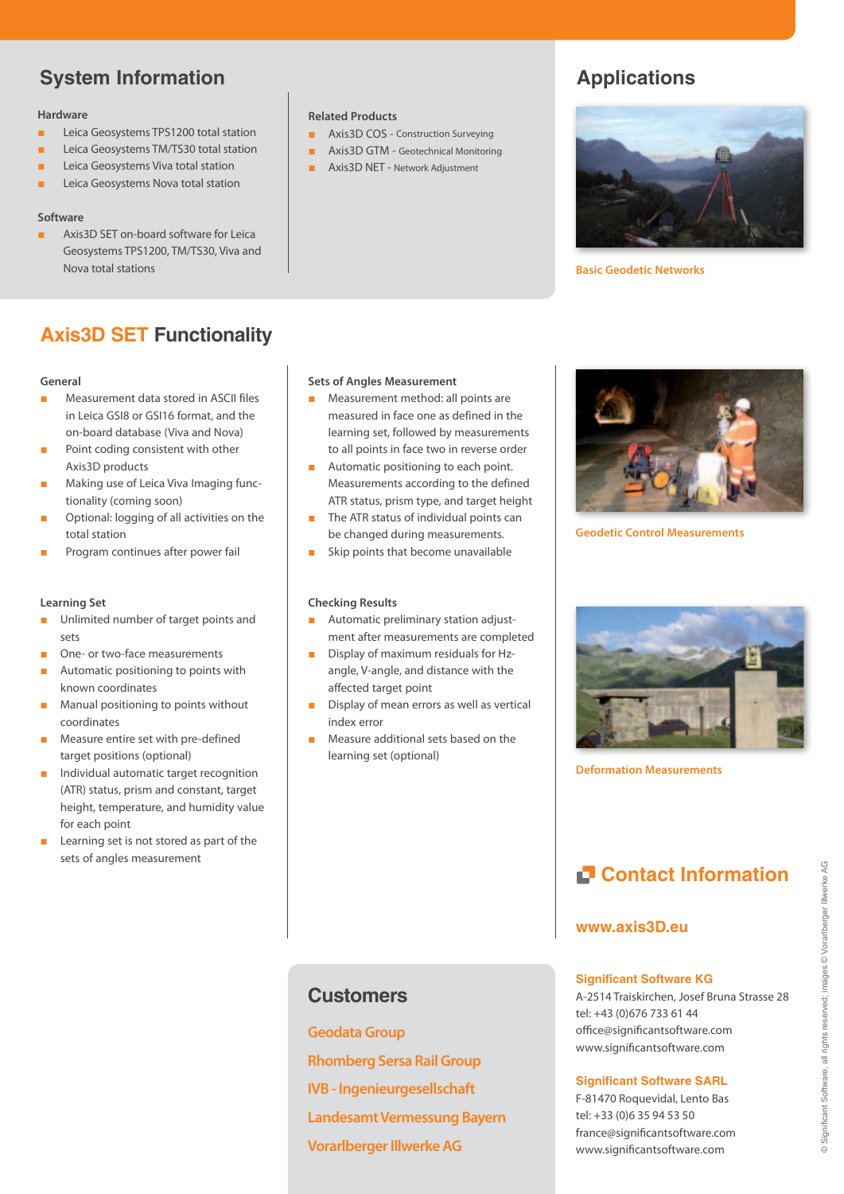## System Information

**Hardware**

- Leica Geosystems TPS1200 total station
- Leica Geosystems TM/TS30 total station
- Leica Geosystems Viva total station
- Leica Geosystems Nova total station

**Software**

- Axis3D SET on-board software for Leica Geosystems TPS1200, TM/TS30, Viva and Nova total stations

**Related Products**

- Axis3D COS - Construction Surveying
- Axis3D GTM - Geotechnical Monitoring
- Axis3D NET - Network Adjustment

## Applications

Basic Geodetic Networks

Geodetic Control Measurements

Deformation Measurements

## Axis3D SET Functionality

**General**

- Measurement data stored in ASCII files in Leica GSI8 or GSI16 format, and the on-board database (Viva and Nova)
- Point coding consistent with other Axis3D products
- Making use of Leica Viva Imaging functionality (coming soon)
- Optional: logging of all activities on the total station
- Program continues after power fail

**Learning Set**

- Unlimited number of target points and sets
- One- or two-face measurements
- Automatic positioning to points with known coordinates
- Manual positioning to points without coordinates
- Measure entire set with pre-defined target positions (optional)
- Individual automatic target recognition (ATR) status, prism and constant, target height, temperature, and humidity value for each point
- Learning set is not stored as part of the sets of angles measurement

**Sets of Angles Measurement**

- Measurement method: all points are measured in face one as defined in the learning set, followed by measurements to all points in face two in reverse order
- Automatic positioning to each point. Measurements according to the defined ATR status, prism type, and target height
- The ATR status of individual points can be changed during measurements.
- Skip points that become unavailable

**Checking Results**

- Automatic preliminary station adjustment after measurements are completed
- Display of maximum residuals for Hz-angle, V-angle, and distance with the affected target point
- Display of mean errors as well as vertical index error
- Measure additional sets based on the learning set (optional)

## Customers

Geodata Group

Rhomberg Sersa Rail Group

IVB - Ingenieurgesellschaft

Landesamt Vermessung Bayern

Vorarlberger Illwerke AG

## Contact Information

**www.axis3D.eu**

**Significant Software KG**
A-2514 Traiskirchen, Josef Bruna Strasse 28
tel: +43 (0)676 733 61 44
office@significantsoftware.com
www.significantsoftware.com

**Significant Software SARL**
F-81470 Roquevidal, Lento Bas
tel: +33 (0)6 35 94 53 50
france@significantsoftware.com
www.significantsoftware.com

© Significant Software, all rights reserved; images © Vorarlberger Illwerke AG